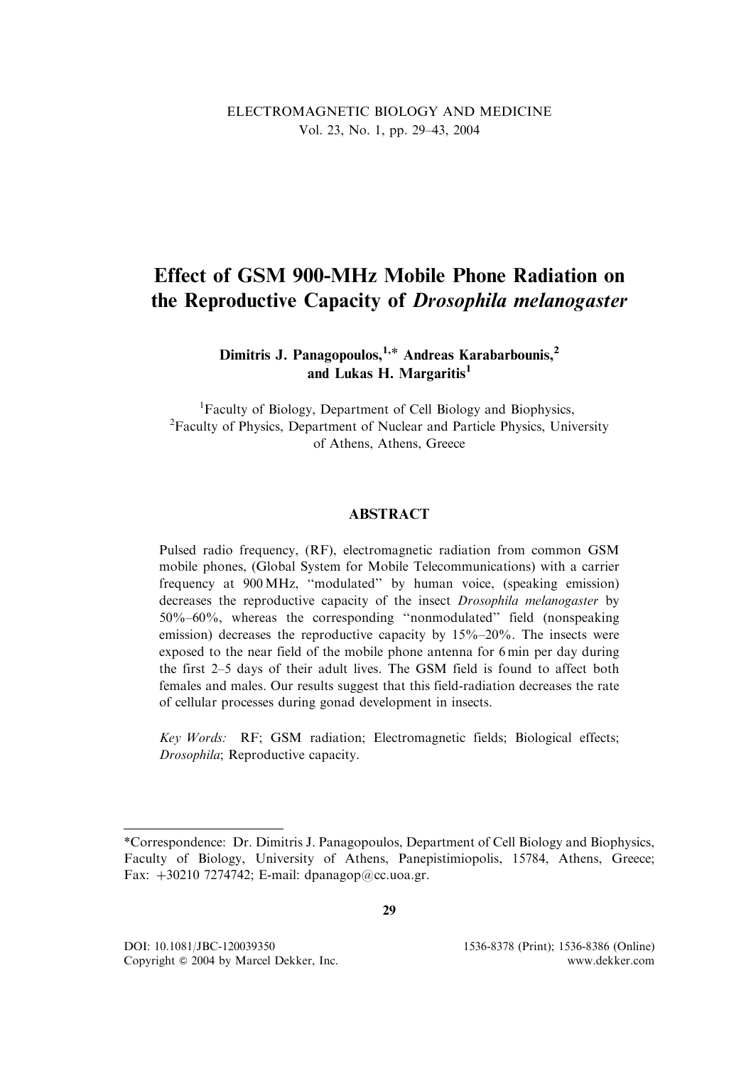# Effect of GSM 900-MHz Mobile Phone Radiation on the Reproductive Capacity of *Drosophila melanogaster*

**Dimitris J. Panagopoulos,[1,*] Andreas Karabarbounis,[2] and Lukas H. Margaritis[1]**

[1]Faculty of Biology, Department of Cell Biology and Biophysics,
[2]Faculty of Physics, Department of Nuclear and Particle Physics, University of Athens, Athens, Greece

## ABSTRACT

Pulsed radio frequency, (RF), electromagnetic radiation from common GSM mobile phones, (Global System for Mobile Telecommunications) with a carrier frequency at 900 MHz, "modulated" by human voice, (speaking emission) decreases the reproductive capacity of the insect *Drosophila melanogaster* by 50%–60%, whereas the corresponding "nonmodulated" field (nonspeaking emission) decreases the reproductive capacity by 15%–20%. The insects were exposed to the near field of the mobile phone antenna for 6 min per day during the first 2–5 days of their adult lives. The GSM field is found to affect both females and males. Our results suggest that this field-radiation decreases the rate of cellular processes during gonad development in insects.

*Key Words:* RF; GSM radiation; Electromagnetic fields; Biological effects; *Drosophila*; Reproductive capacity.

---

*Correspondence: Dr. Dimitris J. Panagopoulos, Department of Cell Biology and Biophysics, Faculty of Biology, University of Athens, Panepistimiopolis, 15784, Athens, Greece; Fax: +30210 7274742; E-mail: dpanagop@cc.uoa.gr.

DOI: 10.1081/JBC-120039350
Copyright © 2004 by Marcel Dekker, Inc.

1536-8378 (Print); 1536-8386 (Online)
www.dekker.com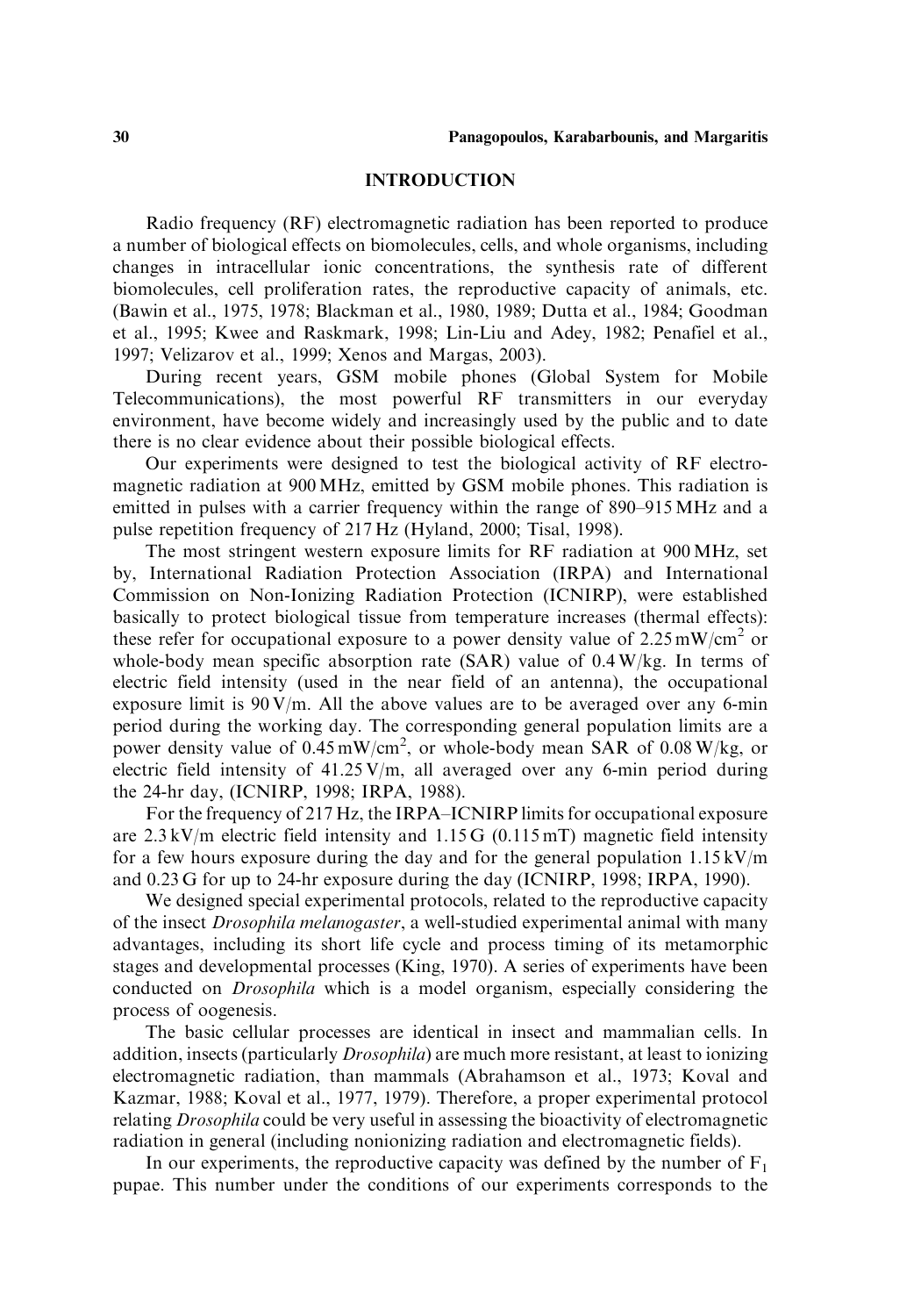## INTRODUCTION

Radio frequency (RF) electromagnetic radiation has been reported to produce a number of biological effects on biomolecules, cells, and whole organisms, including changes in intracellular ionic concentrations, the synthesis rate of different biomolecules, cell proliferation rates, the reproductive capacity of animals, etc. (Bawin et al., 1975, 1978; Blackman et al., 1980, 1989; Dutta et al., 1984; Goodman et al., 1995; Kwee and Raskmark, 1998; Lin-Liu and Adey, 1982; Penafiel et al., 1997; Velizarov et al., 1999; Xenos and Margas, 2003).

During recent years, GSM mobile phones (Global System for Mobile Telecommunications), the most powerful RF transmitters in our everyday environment, have become widely and increasingly used by the public and to date there is no clear evidence about their possible biological effects.

Our experiments were designed to test the biological activity of RF electromagnetic radiation at 900 MHz, emitted by GSM mobile phones. This radiation is emitted in pulses with a carrier frequency within the range of 890–915 MHz and a pulse repetition frequency of 217 Hz (Hyland, 2000; Tisal, 1998).

The most stringent western exposure limits for RF radiation at 900 MHz, set by, International Radiation Protection Association (IRPA) and International Commission on Non-Ionizing Radiation Protection (ICNIRP), were established basically to protect biological tissue from temperature increases (thermal effects): these refer for occupational exposure to a power density value of 2.25 mW/cm$^2$ or whole-body mean specific absorption rate (SAR) value of 0.4 W/kg. In terms of electric field intensity (used in the near field of an antenna), the occupational exposure limit is 90 V/m. All the above values are to be averaged over any 6-min period during the working day. The corresponding general population limits are a power density value of 0.45 mW/cm$^2$, or whole-body mean SAR of 0.08 W/kg, or electric field intensity of 41.25 V/m, all averaged over any 6-min period during the 24-hr day, (ICNIRP, 1998; IRPA, 1988).

For the frequency of 217 Hz, the IRPA–ICNIRP limits for occupational exposure are 2.3 kV/m electric field intensity and 1.15 G (0.115 mT) magnetic field intensity for a few hours exposure during the day and for the general population 1.15 kV/m and 0.23 G for up to 24-hr exposure during the day (ICNIRP, 1998; IRPA, 1990).

We designed special experimental protocols, related to the reproductive capacity of the insect *Drosophila melanogaster*, a well-studied experimental animal with many advantages, including its short life cycle and process timing of its metamorphic stages and developmental processes (King, 1970). A series of experiments have been conducted on *Drosophila* which is a model organism, especially considering the process of oogenesis.

The basic cellular processes are identical in insect and mammalian cells. In addition, insects (particularly *Drosophila*) are much more resistant, at least to ionizing electromagnetic radiation, than mammals (Abrahamson et al., 1973; Koval and Kazmar, 1988; Koval et al., 1977, 1979). Therefore, a proper experimental protocol relating *Drosophila* could be very useful in assessing the bioactivity of electromagnetic radiation in general (including nonionizing radiation and electromagnetic fields).

In our experiments, the reproductive capacity was defined by the number of $F_1$ pupae. This number under the conditions of our experiments corresponds to the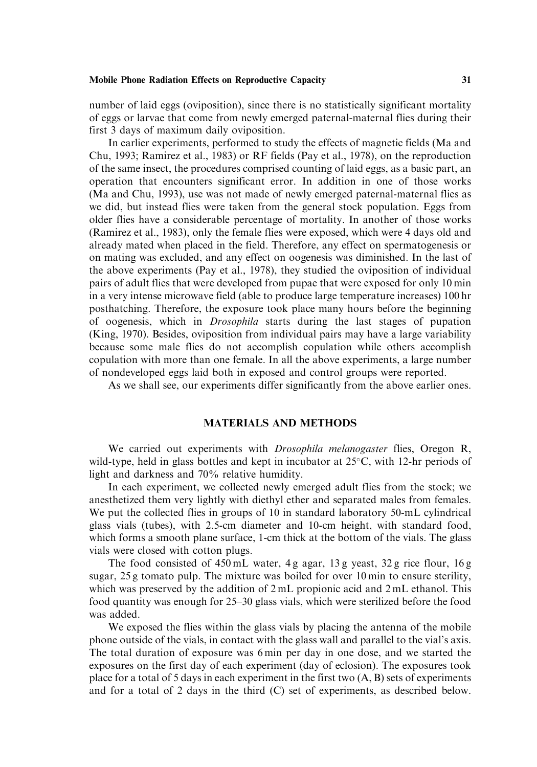number of laid eggs (oviposition), since there is no statistically significant mortality of eggs or larvae that come from newly emerged paternal-maternal flies during their first 3 days of maximum daily oviposition.

In earlier experiments, performed to study the effects of magnetic fields (Ma and Chu, 1993; Ramirez et al., 1983) or RF fields (Pay et al., 1978), on the reproduction of the same insect, the procedures comprised counting of laid eggs, as a basic part, an operation that encounters significant error. In addition in one of those works (Ma and Chu, 1993), use was not made of newly emerged paternal-maternal flies as we did, but instead flies were taken from the general stock population. Eggs from older flies have a considerable percentage of mortality. In another of those works (Ramirez et al., 1983), only the female flies were exposed, which were 4 days old and already mated when placed in the field. Therefore, any effect on spermatogenesis or on mating was excluded, and any effect on oogenesis was diminished. In the last of the above experiments (Pay et al., 1978), they studied the oviposition of individual pairs of adult flies that were developed from pupae that were exposed for only 10 min in a very intense microwave field (able to produce large temperature increases) 100 hr posthatching. Therefore, the exposure took place many hours before the beginning of oogenesis, which in *Drosophila* starts during the last stages of pupation (King, 1970). Besides, oviposition from individual pairs may have a large variability because some male flies do not accomplish copulation while others accomplish copulation with more than one female. In all the above experiments, a large number of nondeveloped eggs laid both in exposed and control groups were reported.

As we shall see, our experiments differ significantly from the above earlier ones.

## MATERIALS AND METHODS

We carried out experiments with *Drosophila melanogaster* flies, Oregon R, wild-type, held in glass bottles and kept in incubator at 25°C, with 12-hr periods of light and darkness and 70% relative humidity.

In each experiment, we collected newly emerged adult flies from the stock; we anesthetized them very lightly with diethyl ether and separated males from females. We put the collected flies in groups of 10 in standard laboratory 50-mL cylindrical glass vials (tubes), with 2.5-cm diameter and 10-cm height, with standard food, which forms a smooth plane surface, 1-cm thick at the bottom of the vials. The glass vials were closed with cotton plugs.

The food consisted of 450 mL water, 4 g agar, 13 g yeast, 32 g rice flour, 16 g sugar, 25 g tomato pulp. The mixture was boiled for over 10 min to ensure sterility, which was preserved by the addition of 2 mL propionic acid and 2 mL ethanol. This food quantity was enough for 25–30 glass vials, which were sterilized before the food was added.

We exposed the flies within the glass vials by placing the antenna of the mobile phone outside of the vials, in contact with the glass wall and parallel to the vial's axis. The total duration of exposure was 6 min per day in one dose, and we started the exposures on the first day of each experiment (day of eclosion). The exposures took place for a total of 5 days in each experiment in the first two (A, B) sets of experiments and for a total of 2 days in the third (C) set of experiments, as described below.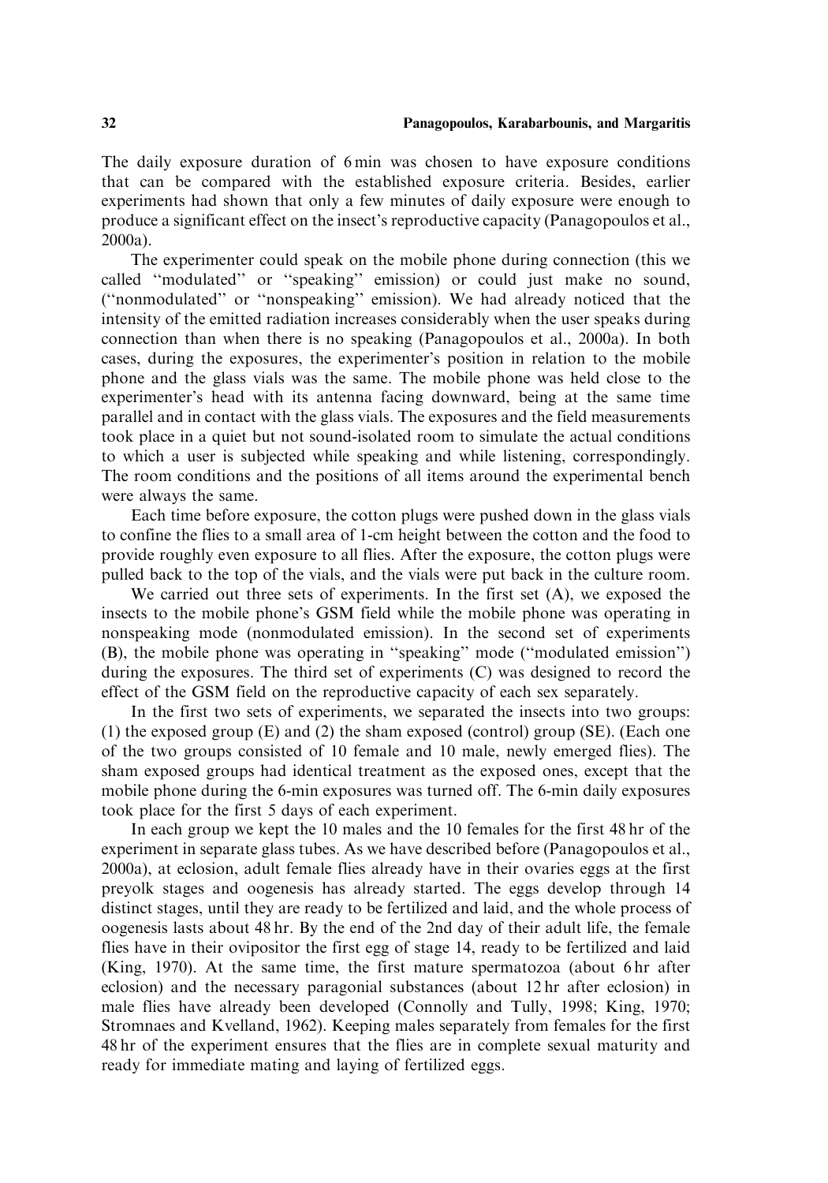The daily exposure duration of 6 min was chosen to have exposure conditions that can be compared with the established exposure criteria. Besides, earlier experiments had shown that only a few minutes of daily exposure were enough to produce a significant effect on the insect's reproductive capacity (Panagopoulos et al., 2000a).

The experimenter could speak on the mobile phone during connection (this we called ''modulated'' or ''speaking'' emission) or could just make no sound, (''nonmodulated'' or ''nonspeaking'' emission). We had already noticed that the intensity of the emitted radiation increases considerably when the user speaks during connection than when there is no speaking (Panagopoulos et al., 2000a). In both cases, during the exposures, the experimenter's position in relation to the mobile phone and the glass vials was the same. The mobile phone was held close to the experimenter's head with its antenna facing downward, being at the same time parallel and in contact with the glass vials. The exposures and the field measurements took place in a quiet but not sound-isolated room to simulate the actual conditions to which a user is subjected while speaking and while listening, correspondingly. The room conditions and the positions of all items around the experimental bench were always the same.

Each time before exposure, the cotton plugs were pushed down in the glass vials to confine the flies to a small area of 1-cm height between the cotton and the food to provide roughly even exposure to all flies. After the exposure, the cotton plugs were pulled back to the top of the vials, and the vials were put back in the culture room.

We carried out three sets of experiments. In the first set (A), we exposed the insects to the mobile phone's GSM field while the mobile phone was operating in nonspeaking mode (nonmodulated emission). In the second set of experiments (B), the mobile phone was operating in ''speaking'' mode (''modulated emission'') during the exposures. The third set of experiments (C) was designed to record the effect of the GSM field on the reproductive capacity of each sex separately.

In the first two sets of experiments, we separated the insects into two groups: (1) the exposed group (E) and (2) the sham exposed (control) group (SE). (Each one of the two groups consisted of 10 female and 10 male, newly emerged flies). The sham exposed groups had identical treatment as the exposed ones, except that the mobile phone during the 6-min exposures was turned off. The 6-min daily exposures took place for the first 5 days of each experiment.

In each group we kept the 10 males and the 10 females for the first 48 hr of the experiment in separate glass tubes. As we have described before (Panagopoulos et al., 2000a), at eclosion, adult female flies already have in their ovaries eggs at the first preyolk stages and oogenesis has already started. The eggs develop through 14 distinct stages, until they are ready to be fertilized and laid, and the whole process of oogenesis lasts about 48 hr. By the end of the 2nd day of their adult life, the female flies have in their ovipositor the first egg of stage 14, ready to be fertilized and laid (King, 1970). At the same time, the first mature spermatozoa (about 6 hr after eclosion) and the necessary paragonial substances (about 12 hr after eclosion) in male flies have already been developed (Connolly and Tully, 1998; King, 1970; Stromnaes and Kvelland, 1962). Keeping males separately from females for the first 48 hr of the experiment ensures that the flies are in complete sexual maturity and ready for immediate mating and laying of fertilized eggs.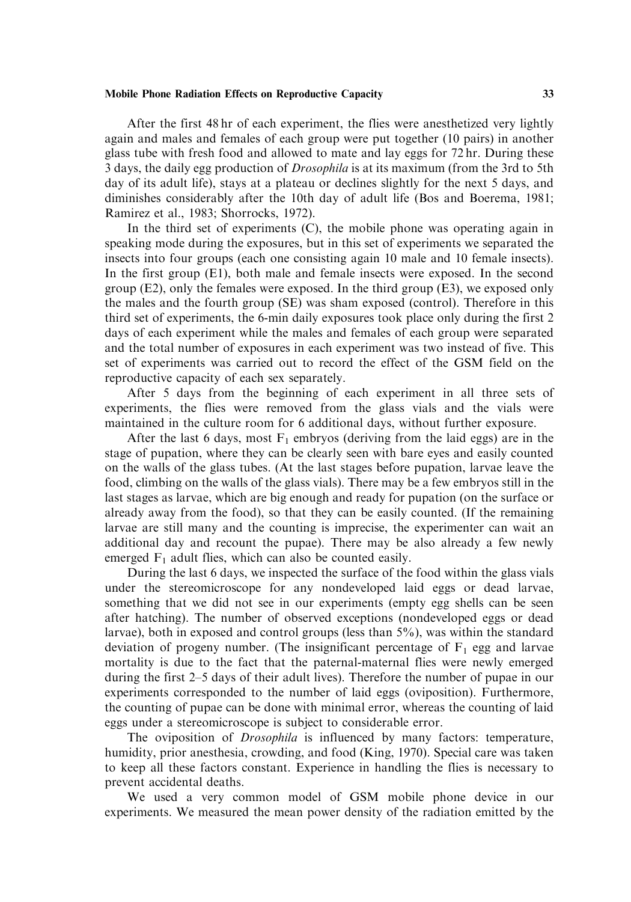After the first 48 hr of each experiment, the flies were anesthetized very lightly again and males and females of each group were put together (10 pairs) in another glass tube with fresh food and allowed to mate and lay eggs for 72 hr. During these 3 days, the daily egg production of *Drosophila* is at its maximum (from the 3rd to 5th day of its adult life), stays at a plateau or declines slightly for the next 5 days, and diminishes considerably after the 10th day of adult life (Bos and Boerema, 1981; Ramirez et al., 1983; Shorrocks, 1972).

In the third set of experiments (C), the mobile phone was operating again in speaking mode during the exposures, but in this set of experiments we separated the insects into four groups (each one consisting again 10 male and 10 female insects). In the first group (E1), both male and female insects were exposed. In the second group (E2), only the females were exposed. In the third group (E3), we exposed only the males and the fourth group (SE) was sham exposed (control). Therefore in this third set of experiments, the 6-min daily exposures took place only during the first 2 days of each experiment while the males and females of each group were separated and the total number of exposures in each experiment was two instead of five. This set of experiments was carried out to record the effect of the GSM field on the reproductive capacity of each sex separately.

After 5 days from the beginning of each experiment in all three sets of experiments, the flies were removed from the glass vials and the vials were maintained in the culture room for 6 additional days, without further exposure.

After the last 6 days, most $F_1$ embryos (deriving from the laid eggs) are in the stage of pupation, where they can be clearly seen with bare eyes and easily counted on the walls of the glass tubes. (At the last stages before pupation, larvae leave the food, climbing on the walls of the glass vials). There may be a few embryos still in the last stages as larvae, which are big enough and ready for pupation (on the surface or already away from the food), so that they can be easily counted. (If the remaining larvae are still many and the counting is imprecise, the experimenter can wait an additional day and recount the pupae). There may be also already a few newly emerged $F_1$ adult flies, which can also be counted easily.

During the last 6 days, we inspected the surface of the food within the glass vials under the stereomicroscope for any nondeveloped laid eggs or dead larvae, something that we did not see in our experiments (empty egg shells can be seen after hatching). The number of observed exceptions (nondeveloped eggs or dead larvae), both in exposed and control groups (less than 5%), was within the standard deviation of progeny number. (The insignificant percentage of $F_1$ egg and larvae mortality is due to the fact that the paternal-maternal flies were newly emerged during the first 2–5 days of their adult lives). Therefore the number of pupae in our experiments corresponded to the number of laid eggs (oviposition). Furthermore, the counting of pupae can be done with minimal error, whereas the counting of laid eggs under a stereomicroscope is subject to considerable error.

The oviposition of *Drosophila* is influenced by many factors: temperature, humidity, prior anesthesia, crowding, and food (King, 1970). Special care was taken to keep all these factors constant. Experience in handling the flies is necessary to prevent accidental deaths.

We used a very common model of GSM mobile phone device in our experiments. We measured the mean power density of the radiation emitted by the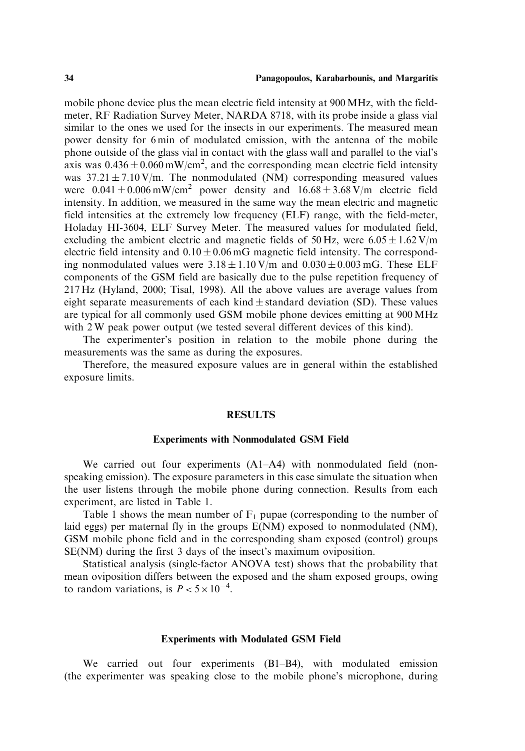mobile phone device plus the mean electric field intensity at 900 MHz, with the field-meter, RF Radiation Survey Meter, NARDA 8718, with its probe inside a glass vial similar to the ones we used for the insects in our experiments. The measured mean power density for 6 min of modulated emission, with the antenna of the mobile phone outside of the glass vial in contact with the glass wall and parallel to the vial's axis was $0.436 \pm 0.060\,\text{mW/cm}^2$, and the corresponding mean electric field intensity was $37.21 \pm 7.10\,\text{V/m}$. The nonmodulated (NM) corresponding measured values were $0.041 \pm 0.006\,\text{mW/cm}^2$ power density and $16.68 \pm 3.68\,\text{V/m}$ electric field intensity. In addition, we measured in the same way the mean electric and magnetic field intensities at the extremely low frequency (ELF) range, with the field-meter, Holaday HI-3604, ELF Survey Meter. The measured values for modulated field, excluding the ambient electric and magnetic fields of 50 Hz, were $6.05 \pm 1.62\,\text{V/m}$ electric field intensity and $0.10 \pm 0.06\,\text{mG}$ magnetic field intensity. The corresponding nonmodulated values were $3.18 \pm 1.10\,\text{V/m}$ and $0.030 \pm 0.003\,\text{mG}$. These ELF components of the GSM field are basically due to the pulse repetition frequency of 217 Hz (Hyland, 2000; Tisal, 1998). All the above values are average values from eight separate measurements of each kind ± standard deviation (SD). These values are typical for all commonly used GSM mobile phone devices emitting at 900 MHz with 2 W peak power output (we tested several different devices of this kind).

The experimenter's position in relation to the mobile phone during the measurements was the same as during the exposures.

Therefore, the measured exposure values are in general within the established exposure limits.

## RESULTS

### Experiments with Nonmodulated GSM Field

We carried out four experiments (A1–A4) with nonmodulated field (non-speaking emission). The exposure parameters in this case simulate the situation when the user listens through the mobile phone during connection. Results from each experiment, are listed in Table 1.

Table 1 shows the mean number of $F_1$ pupae (corresponding to the number of laid eggs) per maternal fly in the groups E(NM) exposed to nonmodulated (NM), GSM mobile phone field and in the corresponding sham exposed (control) groups SE(NM) during the first 3 days of the insect's maximum oviposition.

Statistical analysis (single-factor ANOVA test) shows that the probability that mean oviposition differs between the exposed and the sham exposed groups, owing to random variations, is $P < 5 \times 10^{-4}$.

### Experiments with Modulated GSM Field

We carried out four experiments (B1–B4), with modulated emission (the experimenter was speaking close to the mobile phone's microphone, during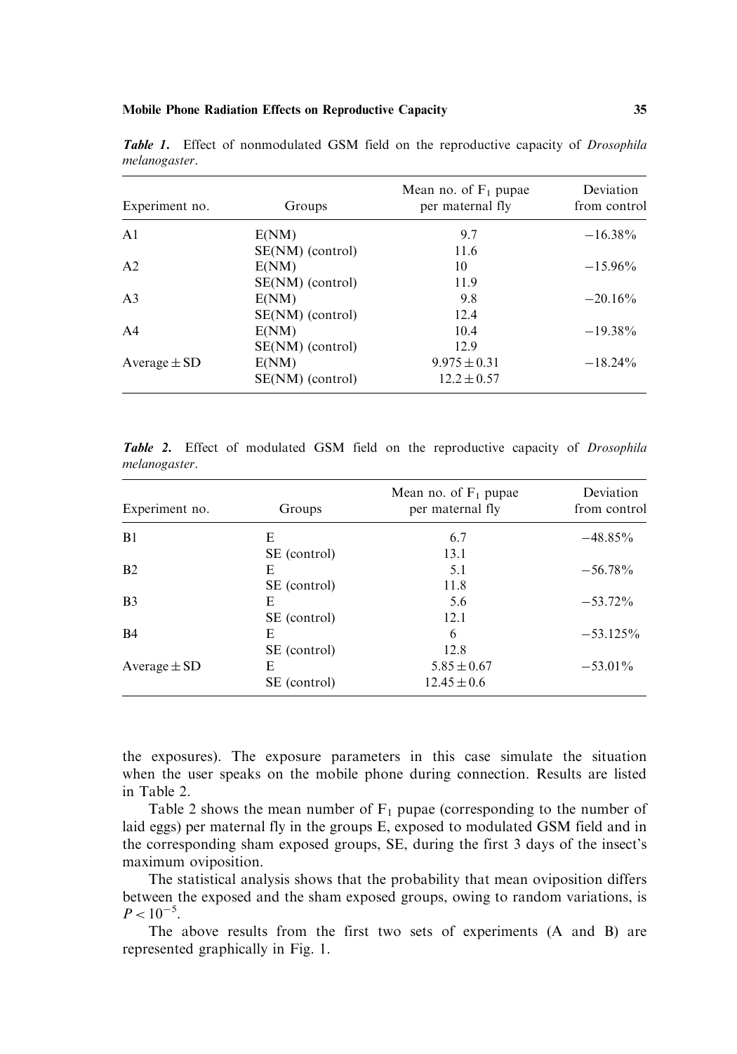***Table 1.*** Effect of nonmodulated GSM field on the reproductive capacity of *Drosophila melanogaster*.

| Experiment no. | Groups | Mean no. of $F_1$ pupae per maternal fly | Deviation from control |
|---|---|---|---|
| A1 | E(NM) | 9.7 | −16.38% |
| | SE(NM) (control) | 11.6 | |
| A2 | E(NM) | 10 | −15.96% |
| | SE(NM) (control) | 11.9 | |
| A3 | E(NM) | 9.8 | −20.16% |
| | SE(NM) (control) | 12.4 | |
| A4 | E(NM) | 10.4 | −19.38% |
| | SE(NM) (control) | 12.9 | |
| Average ± SD | E(NM) | $9.975 \pm 0.31$ | −18.24% |
| | SE(NM) (control) | $12.2 \pm 0.57$ | |

***Table 2.*** Effect of modulated GSM field on the reproductive capacity of *Drosophila melanogaster*.

| Experiment no. | Groups | Mean no. of $F_1$ pupae per maternal fly | Deviation from control |
|---|---|---|---|
| B1 | E | 6.7 | −48.85% |
| | SE (control) | 13.1 | |
| B2 | E | 5.1 | −56.78% |
| | SE (control) | 11.8 | |
| B3 | E | 5.6 | −53.72% |
| | SE (control) | 12.1 | |
| B4 | E | 6 | −53.125% |
| | SE (control) | 12.8 | |
| Average ± SD | E | $5.85 \pm 0.67$ | −53.01% |
| | SE (control) | $12.45 \pm 0.6$ | |

the exposures). The exposure parameters in this case simulate the situation when the user speaks on the mobile phone during connection. Results are listed in Table 2.

Table 2 shows the mean number of $F_1$ pupae (corresponding to the number of laid eggs) per maternal fly in the groups E, exposed to modulated GSM field and in the corresponding sham exposed groups, SE, during the first 3 days of the insect's maximum oviposition.

The statistical analysis shows that the probability that mean oviposition differs between the exposed and the sham exposed groups, owing to random variations, is $P < 10^{-5}$.

The above results from the first two sets of experiments (A and B) are represented graphically in Fig. 1.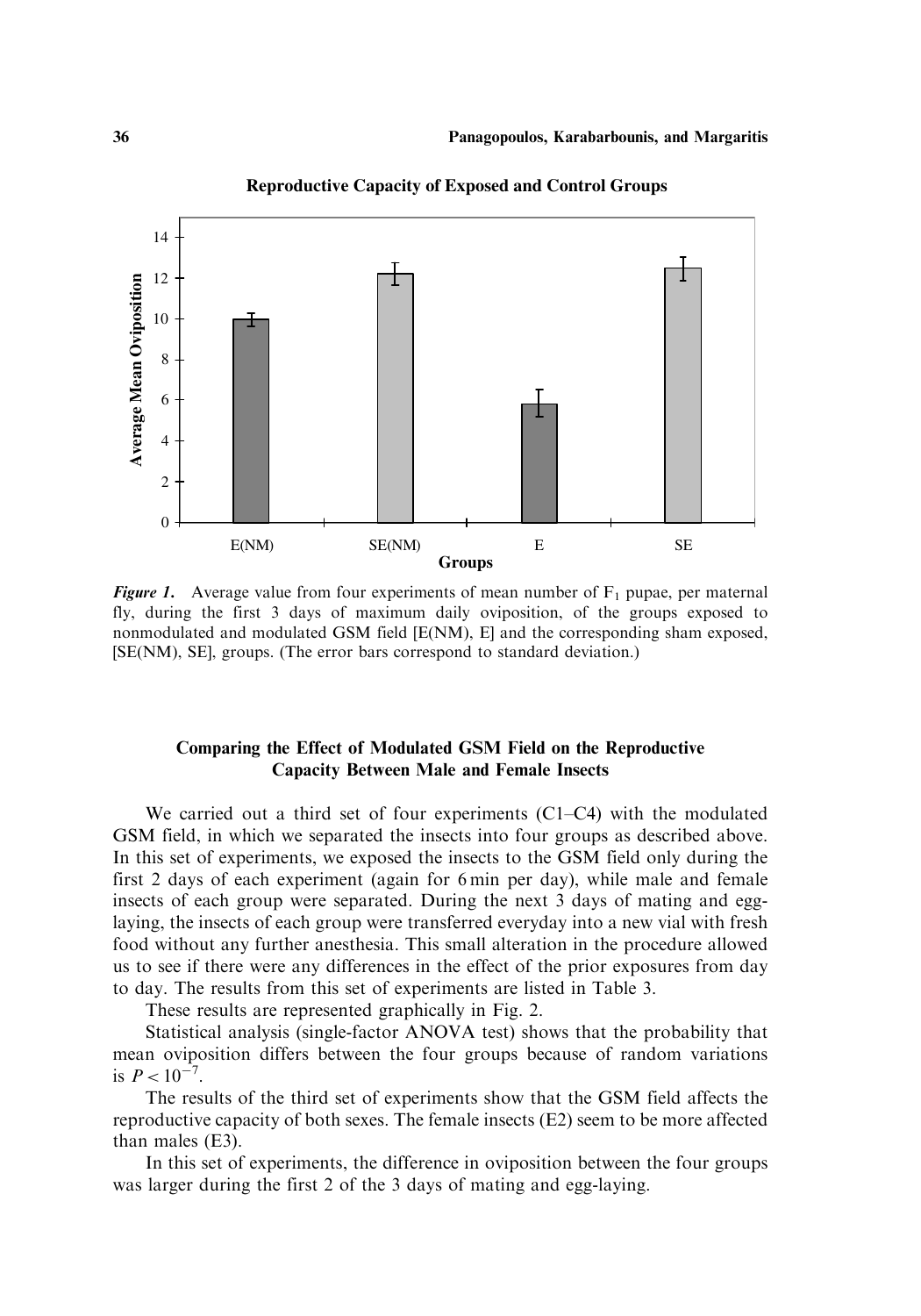**Reproductive Capacity of Exposed and Control Groups**

*Figure 1.* Average value from four experiments of mean number of $F_1$ pupae, per maternal fly, during the first 3 days of maximum daily oviposition, of the groups exposed to nonmodulated and modulated GSM field [E(NM), E] and the corresponding sham exposed, [SE(NM), SE], groups. (The error bars correspond to standard deviation.)

## Comparing the Effect of Modulated GSM Field on the Reproductive Capacity Between Male and Female Insects

We carried out a third set of four experiments (C1–C4) with the modulated GSM field, in which we separated the insects into four groups as described above. In this set of experiments, we exposed the insects to the GSM field only during the first 2 days of each experiment (again for 6 min per day), while male and female insects of each group were separated. During the next 3 days of mating and egg-laying, the insects of each group were transferred everyday into a new vial with fresh food without any further anesthesia. This small alteration in the procedure allowed us to see if there were any differences in the effect of the prior exposures from day to day. The results from this set of experiments are listed in Table 3.

These results are represented graphically in Fig. 2.

Statistical analysis (single-factor ANOVA test) shows that the probability that mean oviposition differs between the four groups because of random variations is $P < 10^{-7}$.

The results of the third set of experiments show that the GSM field affects the reproductive capacity of both sexes. The female insects (E2) seem to be more affected than males (E3).

In this set of experiments, the difference in oviposition between the four groups was larger during the first 2 of the 3 days of mating and egg-laying.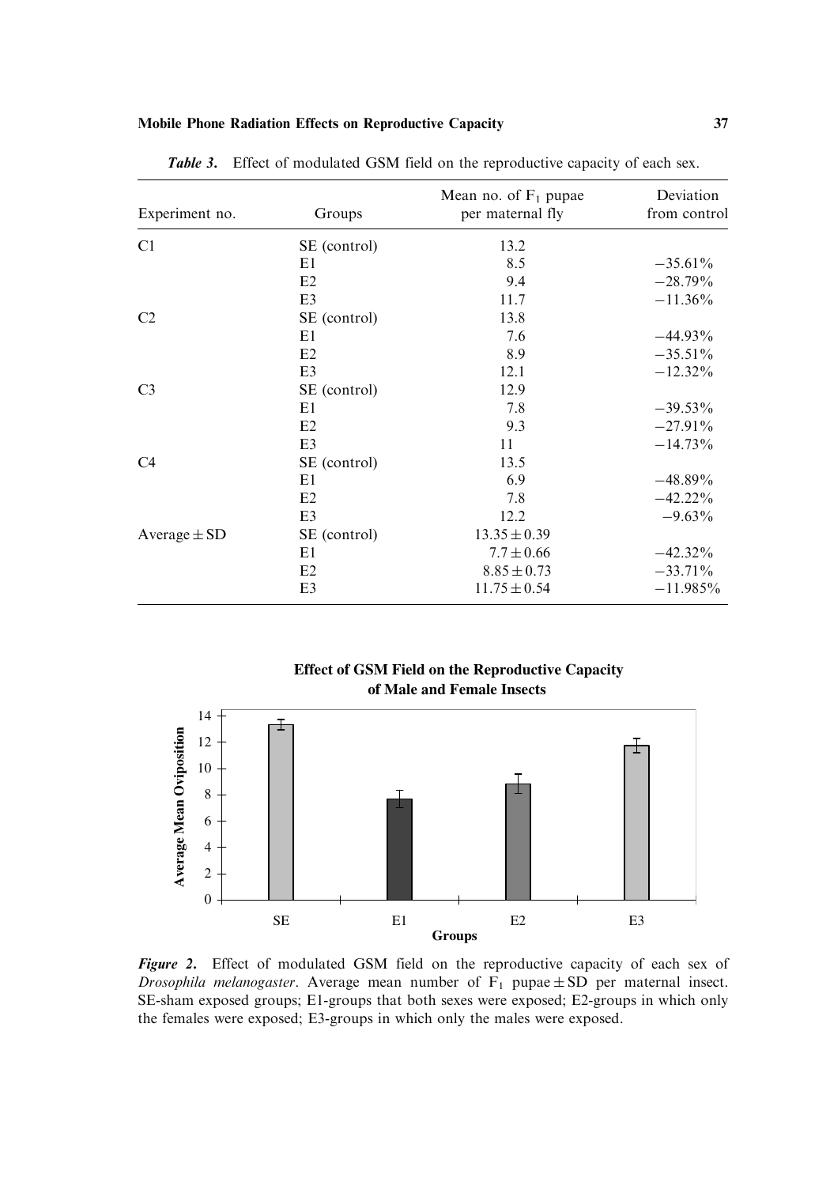*Table 3.* Effect of modulated GSM field on the reproductive capacity of each sex.

| Experiment no. | Groups | Mean no. of $F_1$ pupae per maternal fly | Deviation from control |
|---|---|---|---|
| C1 | SE (control) | 13.2 | |
| | E1 | 8.5 | −35.61% |
| | E2 | 9.4 | −28.79% |
| | E3 | 11.7 | −11.36% |
| C2 | SE (control) | 13.8 | |
| | E1 | 7.6 | −44.93% |
| | E2 | 8.9 | −35.51% |
| | E3 | 12.1 | −12.32% |
| C3 | SE (control) | 12.9 | |
| | E1 | 7.8 | −39.53% |
| | E2 | 9.3 | −27.91% |
| | E3 | 11 | −14.73% |
| C4 | SE (control) | 13.5 | |
| | E1 | 6.9 | −48.89% |
| | E2 | 7.8 | −42.22% |
| | E3 | 12.2 | −9.63% |
| Average ± SD | SE (control) | 13.35 ± 0.39 | |
| | E1 | 7.7 ± 0.66 | −42.32% |
| | E2 | 8.85 ± 0.73 | −33.71% |
| | E3 | 11.75 ± 0.54 | −11.985% |

**Effect of GSM Field on the Reproductive Capacity of Male and Female Insects**

| Groups | Average Mean Oviposition |
|---|---|
| SE | 13.35 |
| E1 | 7.7 |
| E2 | 8.85 |
| E3 | 11.75 |

*Figure 2.* Effect of modulated GSM field on the reproductive capacity of each sex of *Drosophila melanogaster*. Average mean number of $F_1$ pupae ± SD per maternal insect. SE-sham exposed groups; E1-groups that both sexes were exposed; E2-groups in which only the females were exposed; E3-groups in which only the males were exposed.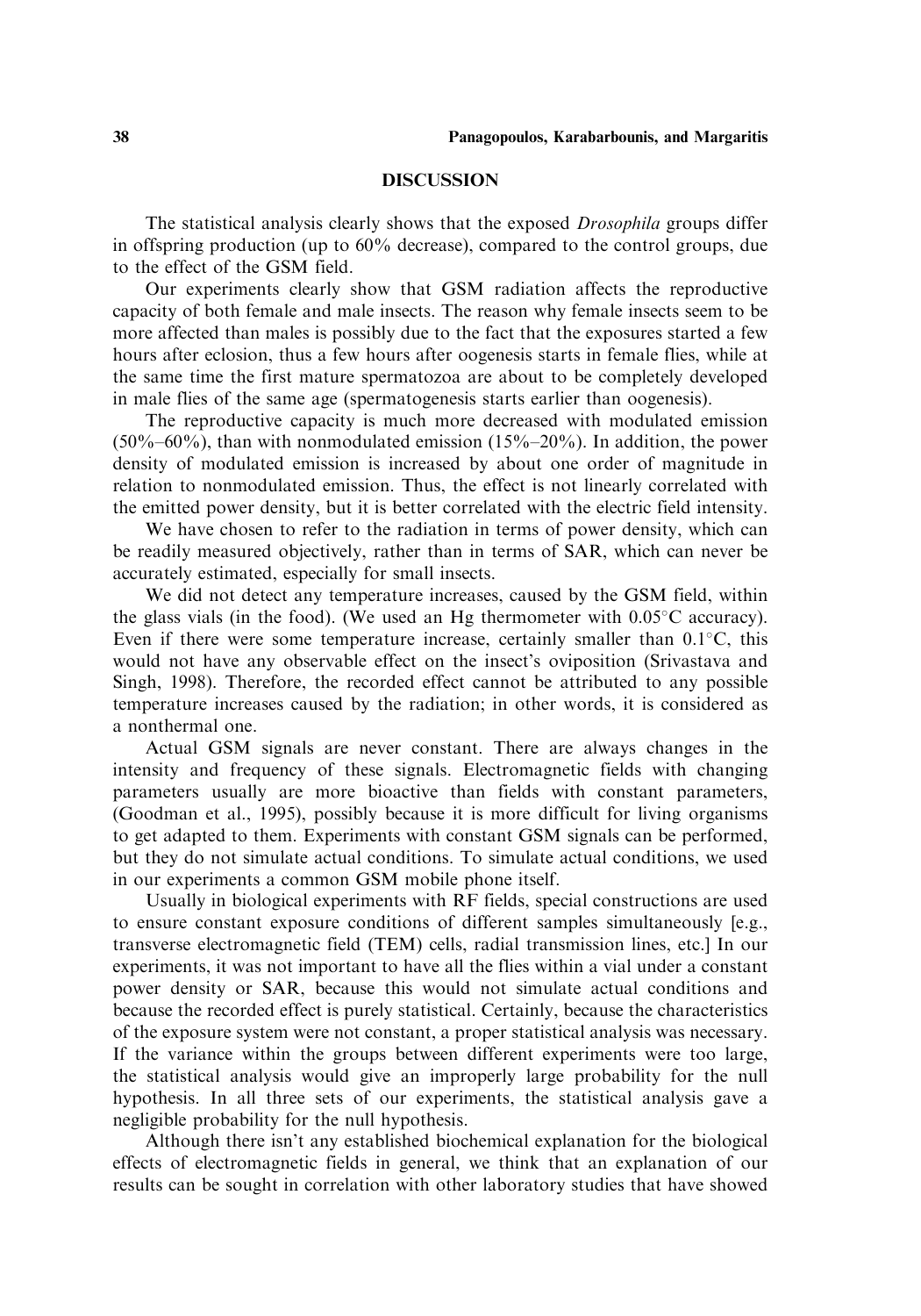## DISCUSSION

The statistical analysis clearly shows that the exposed *Drosophila* groups differ in offspring production (up to 60% decrease), compared to the control groups, due to the effect of the GSM field.

Our experiments clearly show that GSM radiation affects the reproductive capacity of both female and male insects. The reason why female insects seem to be more affected than males is possibly due to the fact that the exposures started a few hours after eclosion, thus a few hours after oogenesis starts in female flies, while at the same time the first mature spermatozoa are about to be completely developed in male flies of the same age (spermatogenesis starts earlier than oogenesis).

The reproductive capacity is much more decreased with modulated emission (50%–60%), than with nonmodulated emission (15%–20%). In addition, the power density of modulated emission is increased by about one order of magnitude in relation to nonmodulated emission. Thus, the effect is not linearly correlated with the emitted power density, but it is better correlated with the electric field intensity.

We have chosen to refer to the radiation in terms of power density, which can be readily measured objectively, rather than in terms of SAR, which can never be accurately estimated, especially for small insects.

We did not detect any temperature increases, caused by the GSM field, within the glass vials (in the food). (We used an Hg thermometer with 0.05°C accuracy). Even if there were some temperature increase, certainly smaller than 0.1°C, this would not have any observable effect on the insect's oviposition (Srivastava and Singh, 1998). Therefore, the recorded effect cannot be attributed to any possible temperature increases caused by the radiation; in other words, it is considered as a nonthermal one.

Actual GSM signals are never constant. There are always changes in the intensity and frequency of these signals. Electromagnetic fields with changing parameters usually are more bioactive than fields with constant parameters, (Goodman et al., 1995), possibly because it is more difficult for living organisms to get adapted to them. Experiments with constant GSM signals can be performed, but they do not simulate actual conditions. To simulate actual conditions, we used in our experiments a common GSM mobile phone itself.

Usually in biological experiments with RF fields, special constructions are used to ensure constant exposure conditions of different samples simultaneously [e.g., transverse electromagnetic field (TEM) cells, radial transmission lines, etc.] In our experiments, it was not important to have all the flies within a vial under a constant power density or SAR, because this would not simulate actual conditions and because the recorded effect is purely statistical. Certainly, because the characteristics of the exposure system were not constant, a proper statistical analysis was necessary. If the variance within the groups between different experiments were too large, the statistical analysis would give an improperly large probability for the null hypothesis. In all three sets of our experiments, the statistical analysis gave a negligible probability for the null hypothesis.

Although there isn't any established biochemical explanation for the biological effects of electromagnetic fields in general, we think that an explanation of our results can be sought in correlation with other laboratory studies that have showed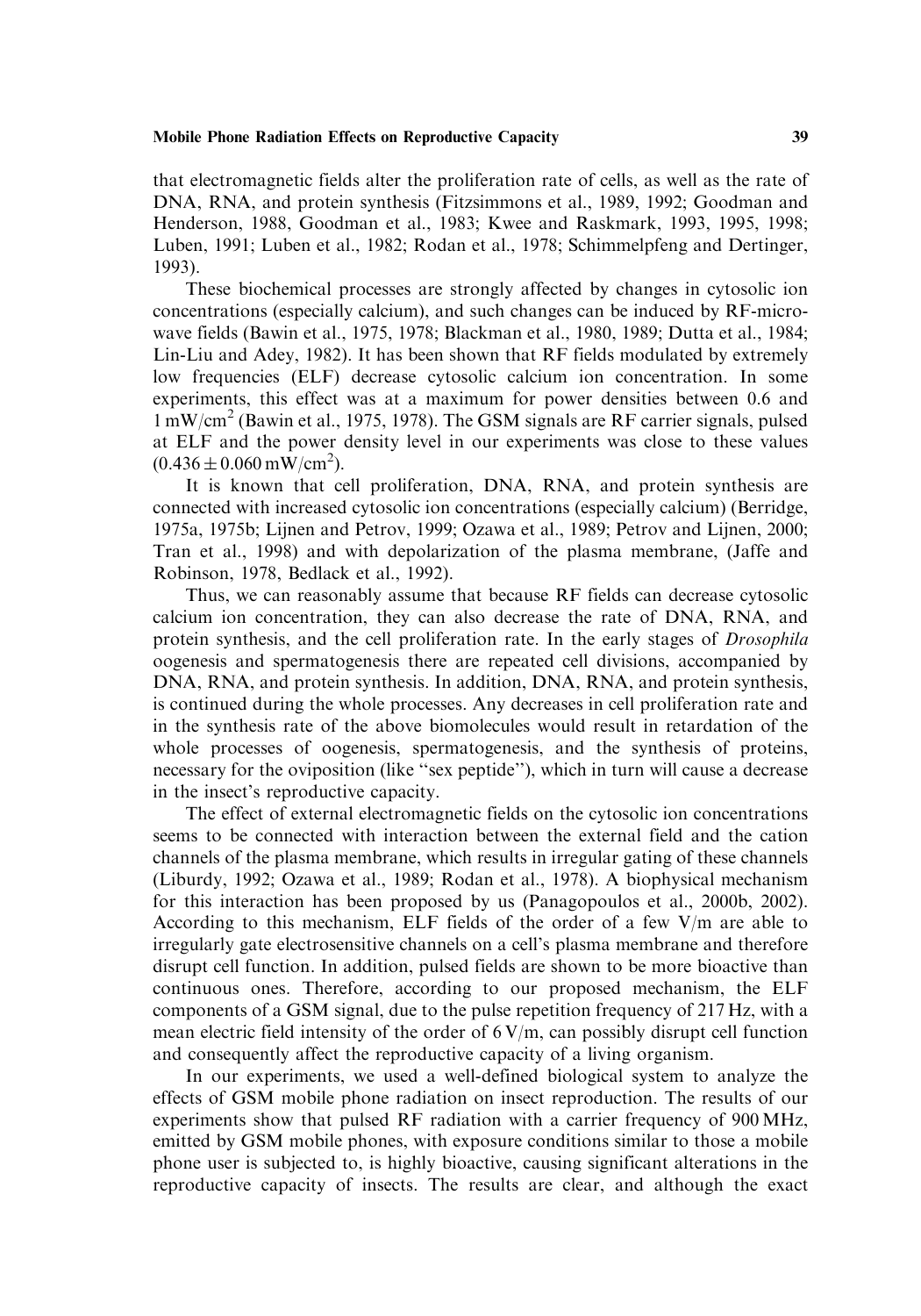that electromagnetic fields alter the proliferation rate of cells, as well as the rate of DNA, RNA, and protein synthesis (Fitzsimmons et al., 1989, 1992; Goodman and Henderson, 1988, Goodman et al., 1983; Kwee and Raskmark, 1993, 1995, 1998; Luben, 1991; Luben et al., 1982; Rodan et al., 1978; Schimmelpfeng and Dertinger, 1993).

These biochemical processes are strongly affected by changes in cytosolic ion concentrations (especially calcium), and such changes can be induced by RF-microwave fields (Bawin et al., 1975, 1978; Blackman et al., 1980, 1989; Dutta et al., 1984; Lin-Liu and Adey, 1982). It has been shown that RF fields modulated by extremely low frequencies (ELF) decrease cytosolic calcium ion concentration. In some experiments, this effect was at a maximum for power densities between 0.6 and $1\,\mathrm{mW/cm^2}$ (Bawin et al., 1975, 1978). The GSM signals are RF carrier signals, pulsed at ELF and the power density level in our experiments was close to these values ($0.436 \pm 0.060\,\mathrm{mW/cm^2}$).

It is known that cell proliferation, DNA, RNA, and protein synthesis are connected with increased cytosolic ion concentrations (especially calcium) (Berridge, 1975a, 1975b; Lijnen and Petrov, 1999; Ozawa et al., 1989; Petrov and Lijnen, 2000; Tran et al., 1998) and with depolarization of the plasma membrane, (Jaffe and Robinson, 1978, Bedlack et al., 1992).

Thus, we can reasonably assume that because RF fields can decrease cytosolic calcium ion concentration, they can also decrease the rate of DNA, RNA, and protein synthesis, and the cell proliferation rate. In the early stages of *Drosophila* oogenesis and spermatogenesis there are repeated cell divisions, accompanied by DNA, RNA, and protein synthesis. In addition, DNA, RNA, and protein synthesis, is continued during the whole processes. Any decreases in cell proliferation rate and in the synthesis rate of the above biomolecules would result in retardation of the whole processes of oogenesis, spermatogenesis, and the synthesis of proteins, necessary for the oviposition (like "sex peptide"), which in turn will cause a decrease in the insect's reproductive capacity.

The effect of external electromagnetic fields on the cytosolic ion concentrations seems to be connected with interaction between the external field and the cation channels of the plasma membrane, which results in irregular gating of these channels (Liburdy, 1992; Ozawa et al., 1989; Rodan et al., 1978). A biophysical mechanism for this interaction has been proposed by us (Panagopoulos et al., 2000b, 2002). According to this mechanism, ELF fields of the order of a few V/m are able to irregularly gate electrosensitive channels on a cell's plasma membrane and therefore disrupt cell function. In addition, pulsed fields are shown to be more bioactive than continuous ones. Therefore, according to our proposed mechanism, the ELF components of a GSM signal, due to the pulse repetition frequency of 217 Hz, with a mean electric field intensity of the order of 6 V/m, can possibly disrupt cell function and consequently affect the reproductive capacity of a living organism.

In our experiments, we used a well-defined biological system to analyze the effects of GSM mobile phone radiation on insect reproduction. The results of our experiments show that pulsed RF radiation with a carrier frequency of 900 MHz, emitted by GSM mobile phones, with exposure conditions similar to those a mobile phone user is subjected to, is highly bioactive, causing significant alterations in the reproductive capacity of insects. The results are clear, and although the exact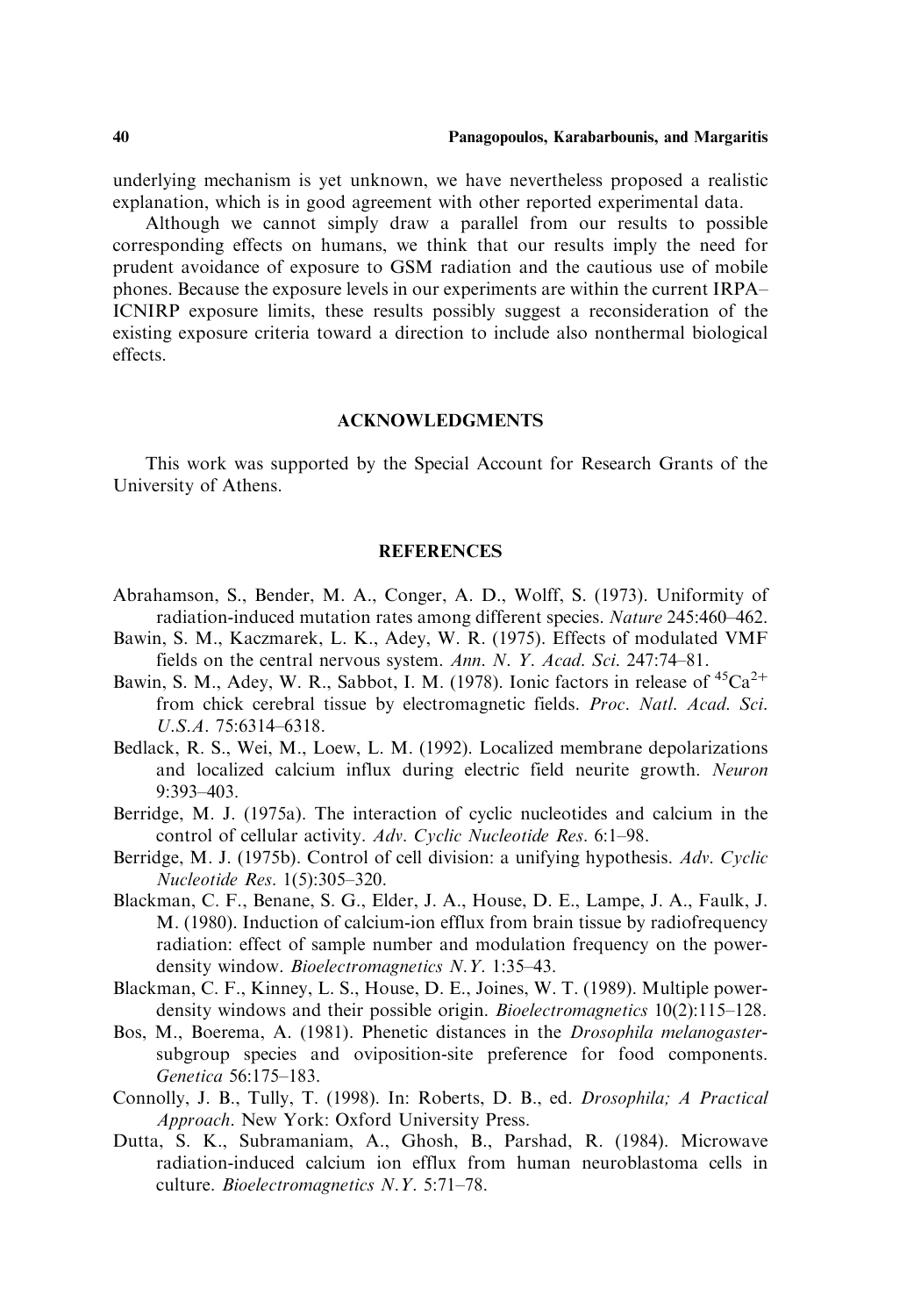underlying mechanism is yet unknown, we have nevertheless proposed a realistic explanation, which is in good agreement with other reported experimental data.

Although we cannot simply draw a parallel from our results to possible corresponding effects on humans, we think that our results imply the need for prudent avoidance of exposure to GSM radiation and the cautious use of mobile phones. Because the exposure levels in our experiments are within the current IRPA–ICNIRP exposure limits, these results possibly suggest a reconsideration of the existing exposure criteria toward a direction to include also nonthermal biological effects.

## ACKNOWLEDGMENTS

This work was supported by the Special Account for Research Grants of the University of Athens.

## REFERENCES

Abrahamson, S., Bender, M. A., Conger, A. D., Wolff, S. (1973). Uniformity of radiation-induced mutation rates among different species. *Nature* 245:460–462.

Bawin, S. M., Kaczmarek, L. K., Adey, W. R. (1975). Effects of modulated VMF fields on the central nervous system. *Ann. N. Y. Acad. Sci.* 247:74–81.

Bawin, S. M., Adey, W. R., Sabbot, I. M. (1978). Ionic factors in release of $^{45}Ca^{2+}$ from chick cerebral tissue by electromagnetic fields. *Proc. Natl. Acad. Sci. U.S.A.* 75:6314–6318.

Bedlack, R. S., Wei, M., Loew, L. M. (1992). Localized membrane depolarizations and localized calcium influx during electric field neurite growth. *Neuron* 9:393–403.

Berridge, M. J. (1975a). The interaction of cyclic nucleotides and calcium in the control of cellular activity. *Adv. Cyclic Nucleotide Res.* 6:1–98.

Berridge, M. J. (1975b). Control of cell division: a unifying hypothesis. *Adv. Cyclic Nucleotide Res.* 1(5):305–320.

Blackman, C. F., Benane, S. G., Elder, J. A., House, D. E., Lampe, J. A., Faulk, J. M. (1980). Induction of calcium-ion efflux from brain tissue by radiofrequency radiation: effect of sample number and modulation frequency on the power-density window. *Bioelectromagnetics N.Y.* 1:35–43.

Blackman, C. F., Kinney, L. S., House, D. E., Joines, W. T. (1989). Multiple power-density windows and their possible origin. *Bioelectromagnetics* 10(2):115–128.

Bos, M., Boerema, A. (1981). Phenetic distances in the *Drosophila melanogaster*-subgroup species and oviposition-site preference for food components. *Genetica* 56:175–183.

Connolly, J. B., Tully, T. (1998). In: Roberts, D. B., ed. *Drosophila; A Practical Approach*. New York: Oxford University Press.

Dutta, S. K., Subramaniam, A., Ghosh, B., Parshad, R. (1984). Microwave radiation-induced calcium ion efflux from human neuroblastoma cells in culture. *Bioelectromagnetics N.Y.* 5:71–78.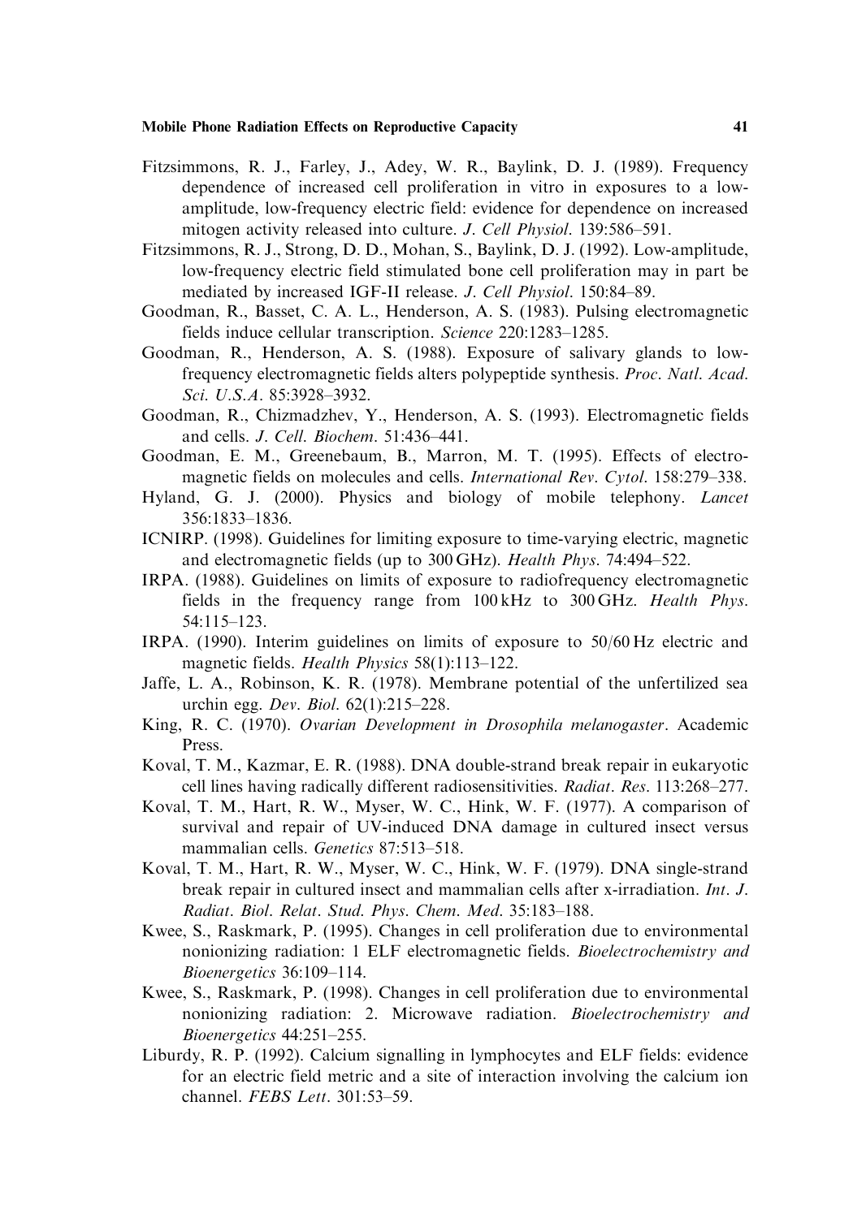Fitzsimmons, R. J., Farley, J., Adey, W. R., Baylink, D. J. (1989). Frequency dependence of increased cell proliferation in vitro in exposures to a low-amplitude, low-frequency electric field: evidence for dependence on increased mitogen activity released into culture. *J. Cell Physiol.* 139:586–591.

Fitzsimmons, R. J., Strong, D. D., Mohan, S., Baylink, D. J. (1992). Low-amplitude, low-frequency electric field stimulated bone cell proliferation may in part be mediated by increased IGF-II release. *J. Cell Physiol.* 150:84–89.

Goodman, R., Basset, C. A. L., Henderson, A. S. (1983). Pulsing electromagnetic fields induce cellular transcription. *Science* 220:1283–1285.

Goodman, R., Henderson, A. S. (1988). Exposure of salivary glands to low-frequency electromagnetic fields alters polypeptide synthesis. *Proc. Natl. Acad. Sci. U.S.A.* 85:3928–3932.

Goodman, R., Chizmadzhev, Y., Henderson, A. S. (1993). Electromagnetic fields and cells. *J. Cell. Biochem.* 51:436–441.

Goodman, E. M., Greenebaum, B., Marron, M. T. (1995). Effects of electromagnetic fields on molecules and cells. *International Rev. Cytol.* 158:279–338.

Hyland, G. J. (2000). Physics and biology of mobile telephony. *Lancet* 356:1833–1836.

ICNIRP. (1998). Guidelines for limiting exposure to time-varying electric, magnetic and electromagnetic fields (up to 300 GHz). *Health Phys.* 74:494–522.

IRPA. (1988). Guidelines on limits of exposure to radiofrequency electromagnetic fields in the frequency range from 100 kHz to 300 GHz. *Health Phys.* 54:115–123.

IRPA. (1990). Interim guidelines on limits of exposure to 50/60 Hz electric and magnetic fields. *Health Physics* 58(1):113–122.

Jaffe, L. A., Robinson, K. R. (1978). Membrane potential of the unfertilized sea urchin egg. *Dev. Biol.* 62(1):215–228.

King, R. C. (1970). *Ovarian Development in Drosophila melanogaster*. Academic Press.

Koval, T. M., Kazmar, E. R. (1988). DNA double-strand break repair in eukaryotic cell lines having radically different radiosensitivities. *Radiat. Res.* 113:268–277.

Koval, T. M., Hart, R. W., Myser, W. C., Hink, W. F. (1977). A comparison of survival and repair of UV-induced DNA damage in cultured insect versus mammalian cells. *Genetics* 87:513–518.

Koval, T. M., Hart, R. W., Myser, W. C., Hink, W. F. (1979). DNA single-strand break repair in cultured insect and mammalian cells after x-irradiation. *Int. J. Radiat. Biol. Relat. Stud. Phys. Chem. Med.* 35:183–188.

Kwee, S., Raskmark, P. (1995). Changes in cell proliferation due to environmental nonionizing radiation: 1 ELF electromagnetic fields. *Bioelectrochemistry and Bioenergetics* 36:109–114.

Kwee, S., Raskmark, P. (1998). Changes in cell proliferation due to environmental nonionizing radiation: 2. Microwave radiation. *Bioelectrochemistry and Bioenergetics* 44:251–255.

Liburdy, R. P. (1992). Calcium signalling in lymphocytes and ELF fields: evidence for an electric field metric and a site of interaction involving the calcium ion channel. *FEBS Lett.* 301:53–59.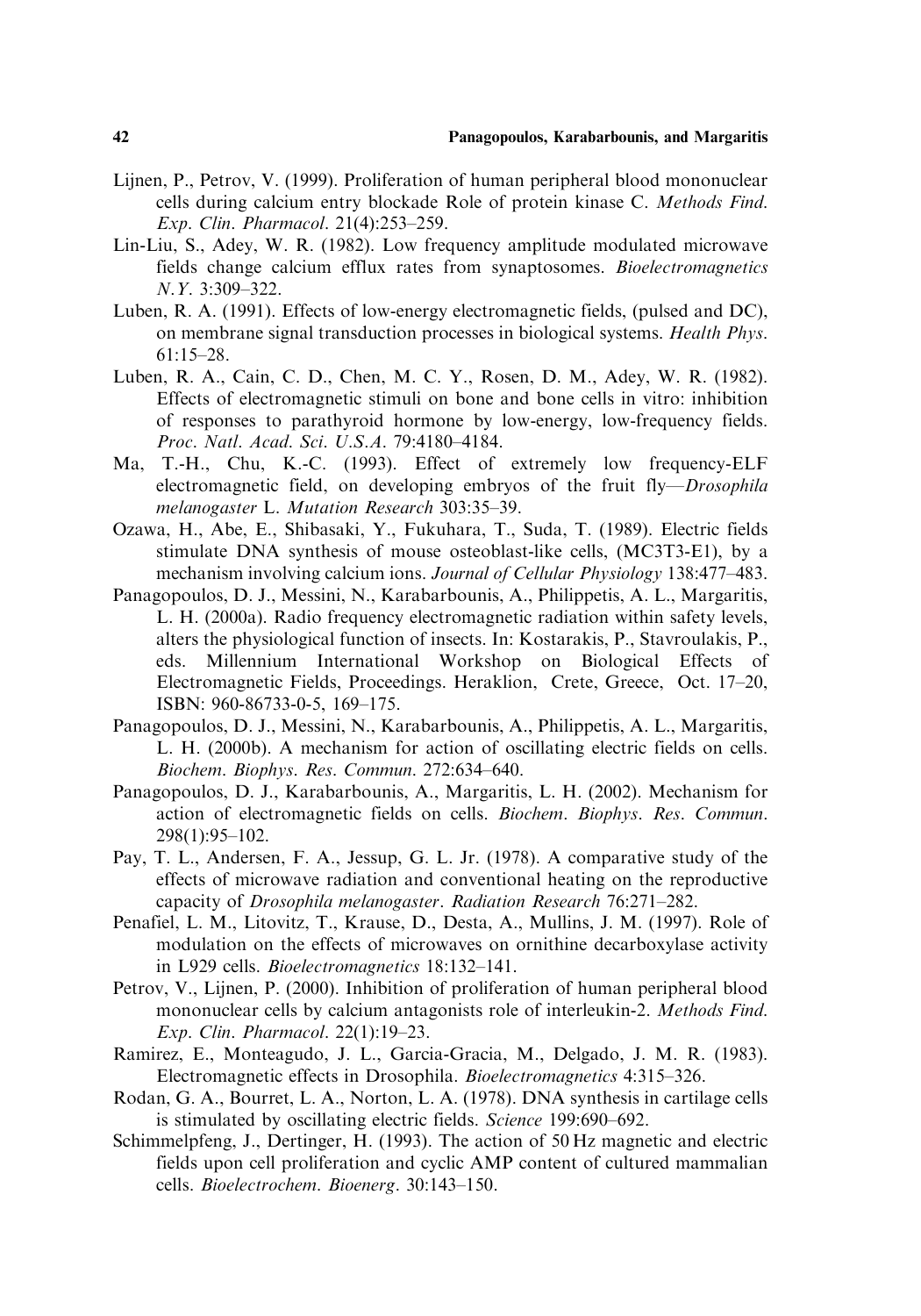Lijnen, P., Petrov, V. (1999). Proliferation of human peripheral blood mononuclear cells during calcium entry blockade Role of protein kinase C. *Methods Find. Exp. Clin. Pharmacol*. 21(4):253–259.

Lin-Liu, S., Adey, W. R. (1982). Low frequency amplitude modulated microwave fields change calcium efflux rates from synaptosomes. *Bioelectromagnetics N.Y*. 3:309–322.

Luben, R. A. (1991). Effects of low-energy electromagnetic fields, (pulsed and DC), on membrane signal transduction processes in biological systems. *Health Phys*. 61:15–28.

Luben, R. A., Cain, C. D., Chen, M. C. Y., Rosen, D. M., Adey, W. R. (1982). Effects of electromagnetic stimuli on bone and bone cells in vitro: inhibition of responses to parathyroid hormone by low-energy, low-frequency fields. *Proc. Natl. Acad. Sci. U.S.A*. 79:4180–4184.

Ma, T.-H., Chu, K.-C. (1993). Effect of extremely low frequency-ELF electromagnetic field, on developing embryos of the fruit fly—*Drosophila melanogaster* L. *Mutation Research* 303:35–39.

Ozawa, H., Abe, E., Shibasaki, Y., Fukuhara, T., Suda, T. (1989). Electric fields stimulate DNA synthesis of mouse osteoblast-like cells, (MC3T3-E1), by a mechanism involving calcium ions. *Journal of Cellular Physiology* 138:477–483.

Panagopoulos, D. J., Messini, N., Karabarbounis, A., Philippetis, A. L., Margaritis, L. H. (2000a). Radio frequency electromagnetic radiation within safety levels, alters the physiological function of insects. In: Kostarakis, P., Stavroulakis, P., eds. Millennium International Workshop on Biological Effects of Electromagnetic Fields, Proceedings. Heraklion, Crete, Greece, Oct. 17–20, ISBN: 960-86733-0-5, 169–175.

Panagopoulos, D. J., Messini, N., Karabarbounis, A., Philippetis, A. L., Margaritis, L. H. (2000b). A mechanism for action of oscillating electric fields on cells. *Biochem. Biophys. Res. Commun*. 272:634–640.

Panagopoulos, D. J., Karabarbounis, A., Margaritis, L. H. (2002). Mechanism for action of electromagnetic fields on cells. *Biochem. Biophys. Res. Commun*. 298(1):95–102.

Pay, T. L., Andersen, F. A., Jessup, G. L. Jr. (1978). A comparative study of the effects of microwave radiation and conventional heating on the reproductive capacity of *Drosophila melanogaster*. *Radiation Research* 76:271–282.

Penafiel, L. M., Litovitz, T., Krause, D., Desta, A., Mullins, J. M. (1997). Role of modulation on the effects of microwaves on ornithine decarboxylase activity in L929 cells. *Bioelectromagnetics* 18:132–141.

Petrov, V., Lijnen, P. (2000). Inhibition of proliferation of human peripheral blood mononuclear cells by calcium antagonists role of interleukin-2. *Methods Find. Exp. Clin. Pharmacol*. 22(1):19–23.

Ramirez, E., Monteagudo, J. L., Garcia-Gracia, M., Delgado, J. M. R. (1983). Electromagnetic effects in Drosophila. *Bioelectromagnetics* 4:315–326.

Rodan, G. A., Bourret, L. A., Norton, L. A. (1978). DNA synthesis in cartilage cells is stimulated by oscillating electric fields. *Science* 199:690–692.

Schimmelpfeng, J., Dertinger, H. (1993). The action of 50 Hz magnetic and electric fields upon cell proliferation and cyclic AMP content of cultured mammalian cells. *Bioelectrochem. Bioenerg*. 30:143–150.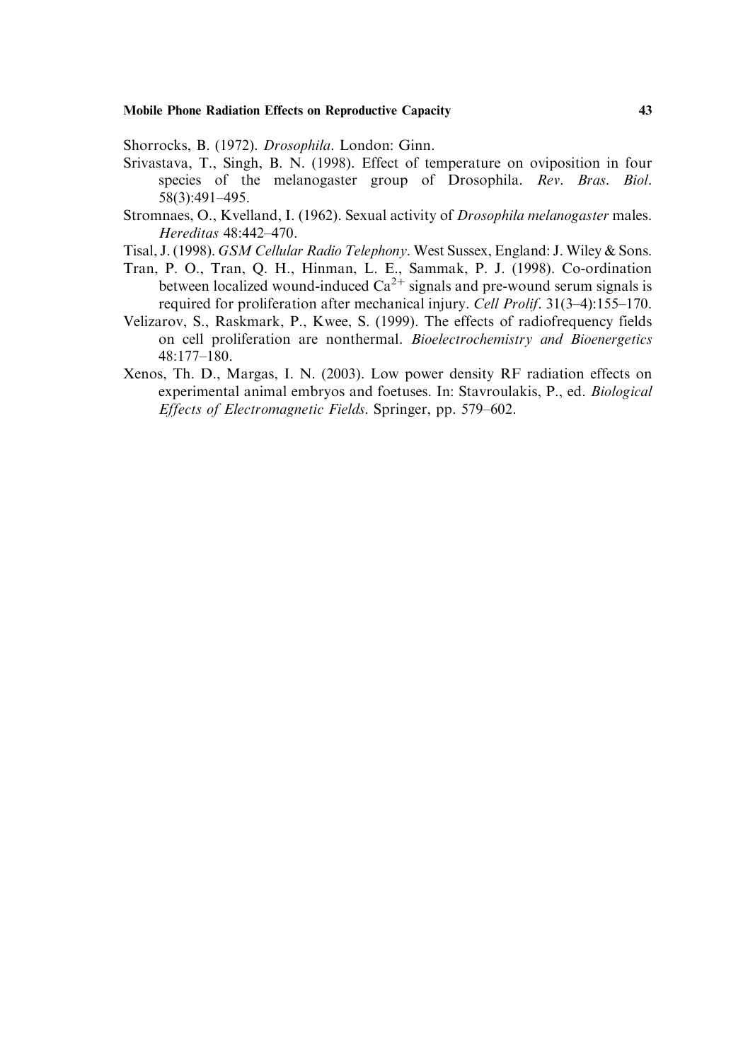Shorrocks, B. (1972). *Drosophila*. London: Ginn.

Srivastava, T., Singh, B. N. (1998). Effect of temperature on oviposition in four species of the melanogaster group of Drosophila. *Rev. Bras. Biol.* 58(3):491–495.

Stromnaes, O., Kvelland, I. (1962). Sexual activity of *Drosophila melanogaster* males. *Hereditas* 48:442–470.

Tisal, J. (1998). *GSM Cellular Radio Telephony*. West Sussex, England: J. Wiley & Sons.

Tran, P. O., Tran, Q. H., Hinman, L. E., Sammak, P. J. (1998). Co-ordination between localized wound-induced $Ca^{2+}$ signals and pre-wound serum signals is required for proliferation after mechanical injury. *Cell Prolif.* 31(3–4):155–170.

Velizarov, S., Raskmark, P., Kwee, S. (1999). The effects of radiofrequency fields on cell proliferation are nonthermal. *Bioelectrochemistry and Bioenergetics* 48:177–180.

Xenos, Th. D., Margas, I. N. (2003). Low power density RF radiation effects on experimental animal embryos and foetuses. In: Stavroulakis, P., ed. *Biological Effects of Electromagnetic Fields*. Springer, pp. 579–602.